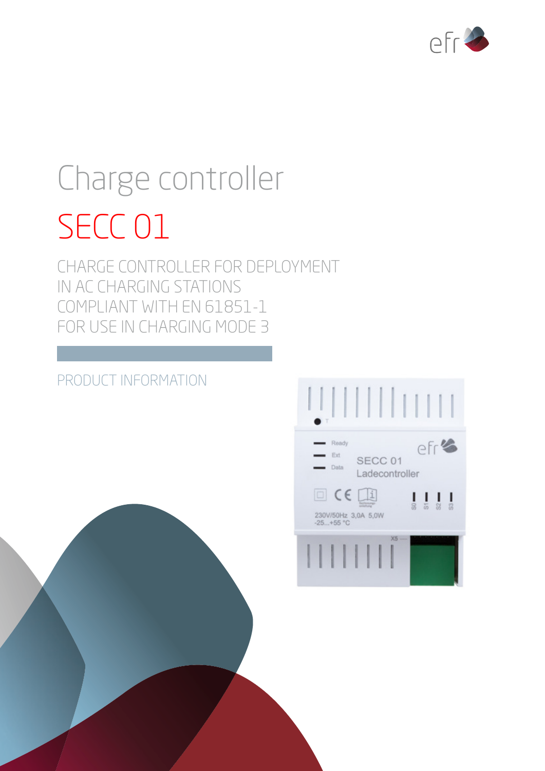# Charge controller

# SECC 01

CHARGE CONTROLLER FOR DEPLOYMENT
IN AC CHARGING STATIONS
COMPLIANT WITH EN 61851-1
FOR USE IN CHARGING MODE 3

PRODUCT INFORMATION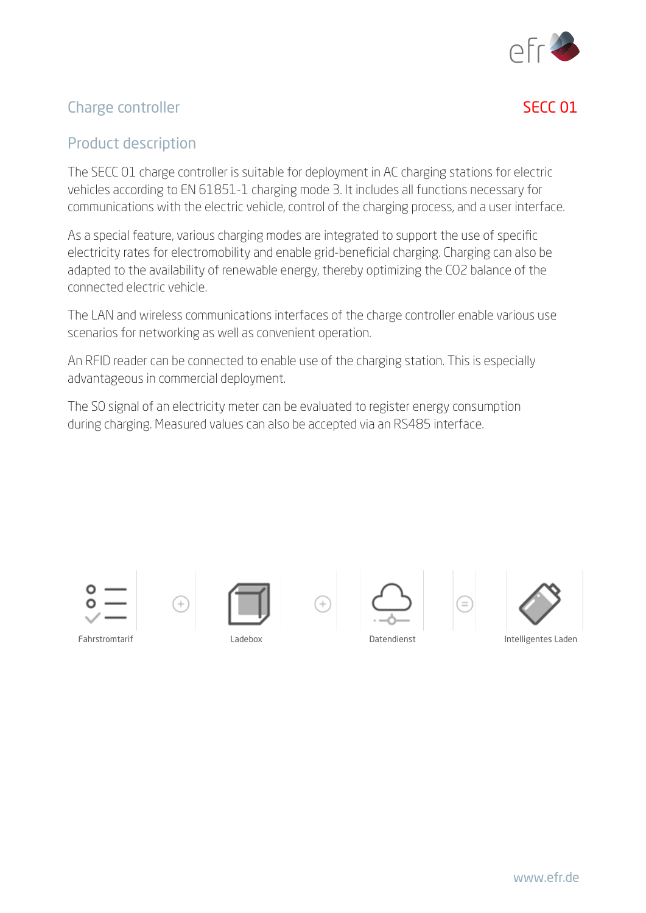# Charge controller

**SECC 01**

## Product description

The SECC 01 charge controller is suitable for deployment in AC charging stations for electric vehicles according to EN 61851-1 charging mode 3. It includes all functions necessary for communications with the electric vehicle, control of the charging process, and a user interface.

As a special feature, various charging modes are integrated to support the use of specific electricity rates for electromobility and enable grid-beneficial charging. Charging can also be adapted to the availability of renewable energy, thereby optimizing the $CO_2$ balance of the connected electric vehicle.

The LAN and wireless communications interfaces of the charge controller enable various use scenarios for networking as well as convenient operation.

An RFID reader can be connected to enable use of the charging station. This is especially advantageous in commercial deployment.

The S0 signal of an electricity meter can be evaluated to register energy consumption during charging. Measured values can also be accepted via an RS485 interface.

Fahrstromtarif + Ladebox + Datendienst = Intelligentes Laden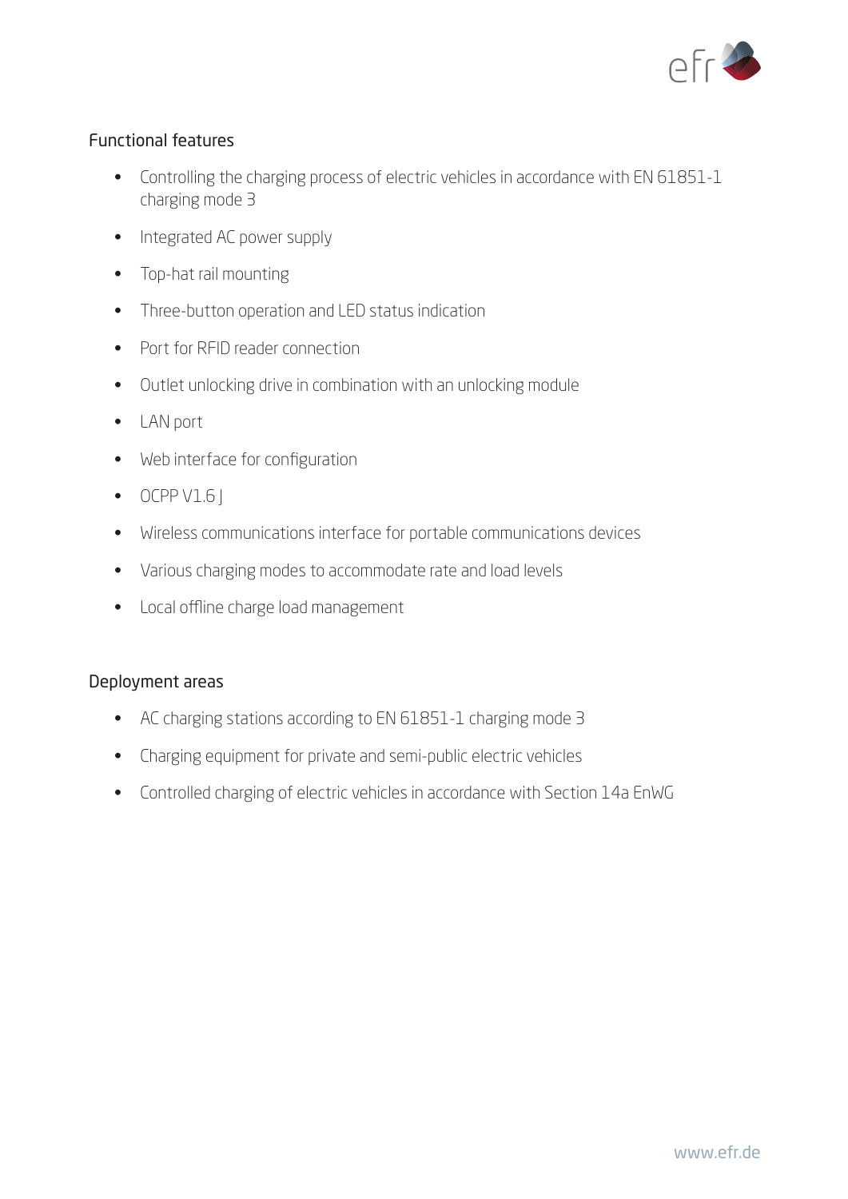## Functional features

- Controlling the charging process of electric vehicles in accordance with EN 61851-1 charging mode 3
- Integrated AC power supply
- Top-hat rail mounting
- Three-button operation and LED status indication
- Port for RFID reader connection
- Outlet unlocking drive in combination with an unlocking module
- LAN port
- Web interface for configuration
- OCPP V1.6 J
- Wireless communications interface for portable communications devices
- Various charging modes to accommodate rate and load levels
- Local offline charge load management

## Deployment areas

- AC charging stations according to EN 61851-1 charging mode 3
- Charging equipment for private and semi-public electric vehicles
- Controlled charging of electric vehicles in accordance with Section 14a EnWG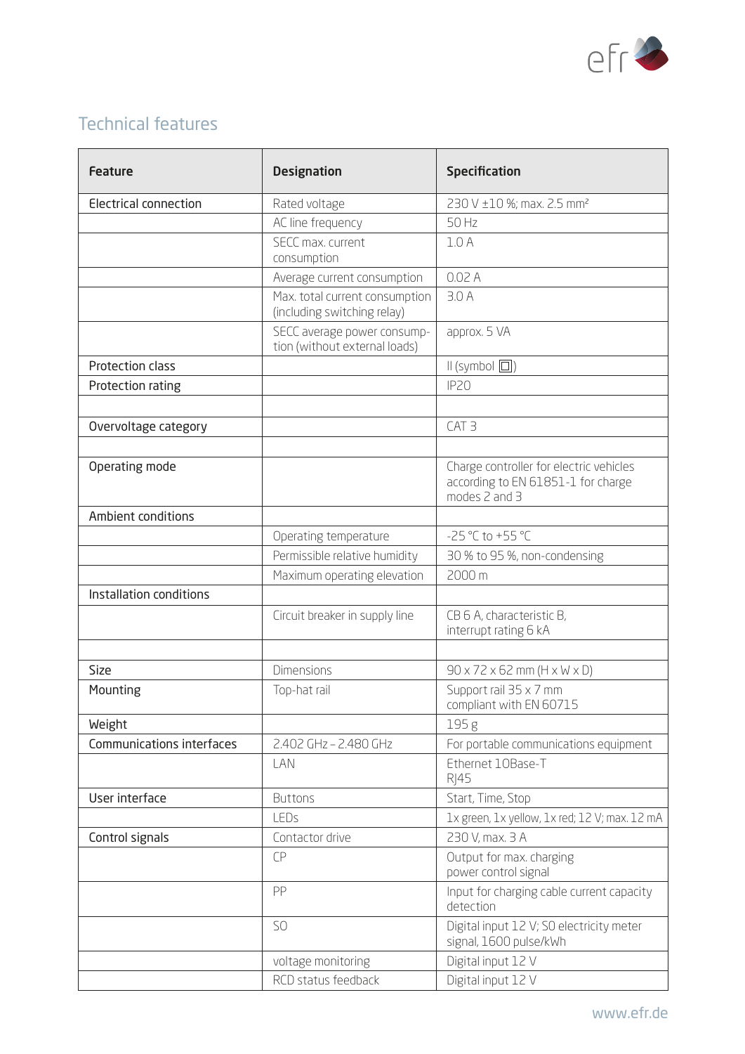## Technical features

| Feature | Designation | Specification |
|---|---|---|
| Electrical connection | Rated voltage | 230 V ±10 %; max. 2.5 mm² |
| | AC line frequency | 50 Hz |
| | SECC max. current consumption | 1.0 A |
| | Average current consumption | 0.02 A |
| | Max. total current consumption (including switching relay) | 3.0 A |
| | SECC average power consumption (without external loads) | approx. 5 VA |
| Protection class | | II (symbol ⧈) |
| Protection rating | | IP20 |
| | | |
| Overvoltage category | | CAT 3 |
| | | |
| Operating mode | | Charge controller for electric vehicles according to EN 61851-1 for charge modes 2 and 3 |
| Ambient conditions | | |
| | Operating temperature | -25 °C to +55 °C |
| | Permissible relative humidity | 30 % to 95 %, non-condensing |
| | Maximum operating elevation | 2000 m |
| Installation conditions | | |
| | Circuit breaker in supply line | CB 6 A, characteristic B, interrupt rating 6 kA |
| | | |
| Size | Dimensions | 90 x 72 x 62 mm (H x W x D) |
| Mounting | Top-hat rail | Support rail 35 x 7 mm compliant with EN 60715 |
| Weight | | 195 g |
| Communications interfaces | 2.402 GHz – 2.480 GHz | For portable communications equipment |
| | LAN | Ethernet 10Base-T RJ45 |
| User interface | Buttons | Start, Time, Stop |
| | LEDs | 1x green, 1x yellow, 1x red; 12 V; max. 12 mA |
| Control signals | Contactor drive | 230 V, max. 3 A |
| | CP | Output for max. charging power control signal |
| | PP | Input for charging cable current capacity detection |
| | S0 | Digital input 12 V; S0 electricity meter signal, 1600 pulse/kWh |
| | voltage monitoring | Digital input 12 V |
| | RCD status feedback | Digital input 12 V |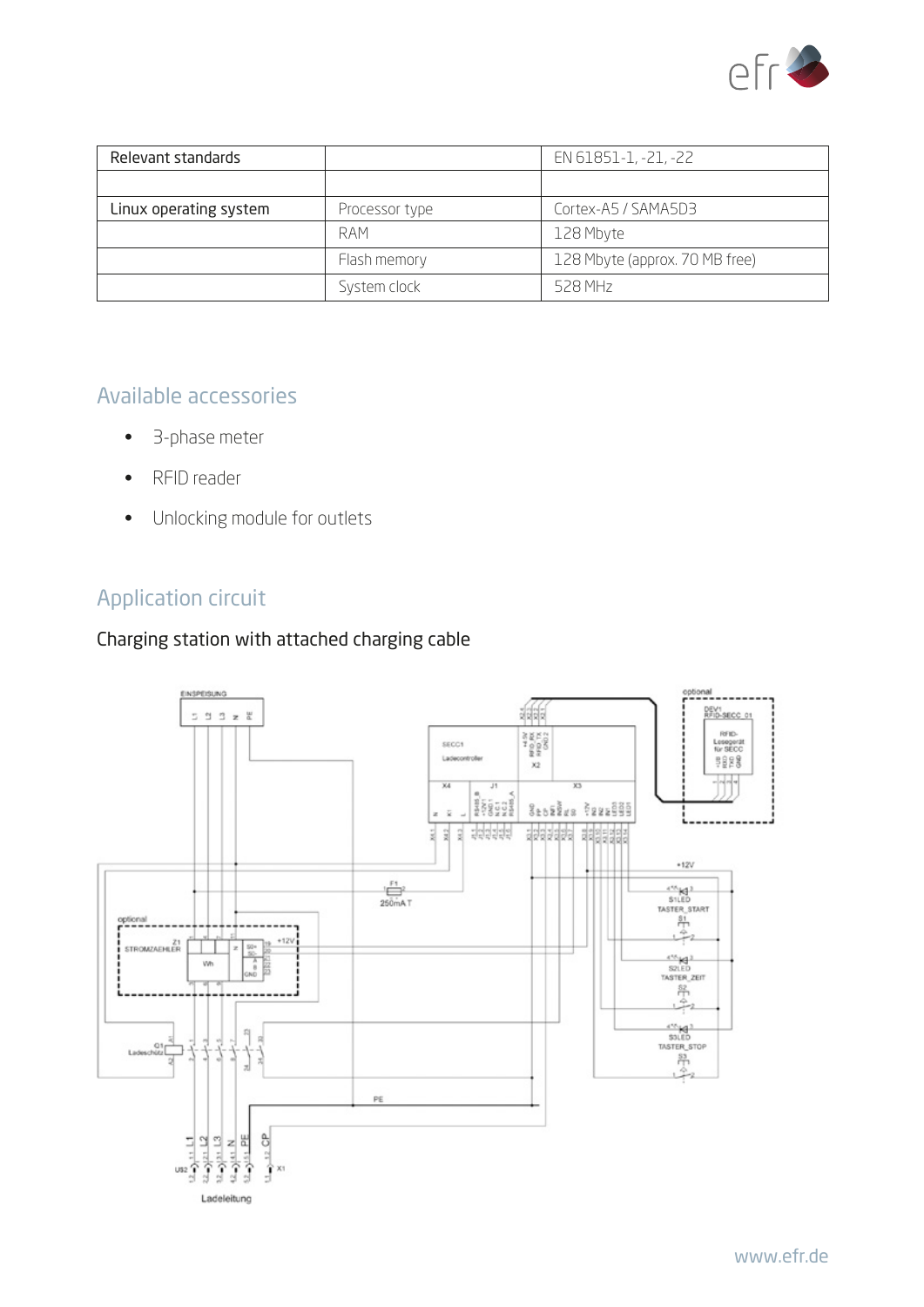| Relevant standards | | EN 61851-1, -21, -22 |
|---|---|---|
| | | |
| Linux operating system | Processor type | Cortex-A5 / SAMA5D3 |
| | RAM | 128 Mbyte |
| | Flash memory | 128 Mbyte (approx. 70 MB free) |
| | System clock | 528 MHz |

## Available accessories

- 3-phase meter
- RFID reader
- Unlocking module for outlets

## Application circuit

### Charging station with attached charging cable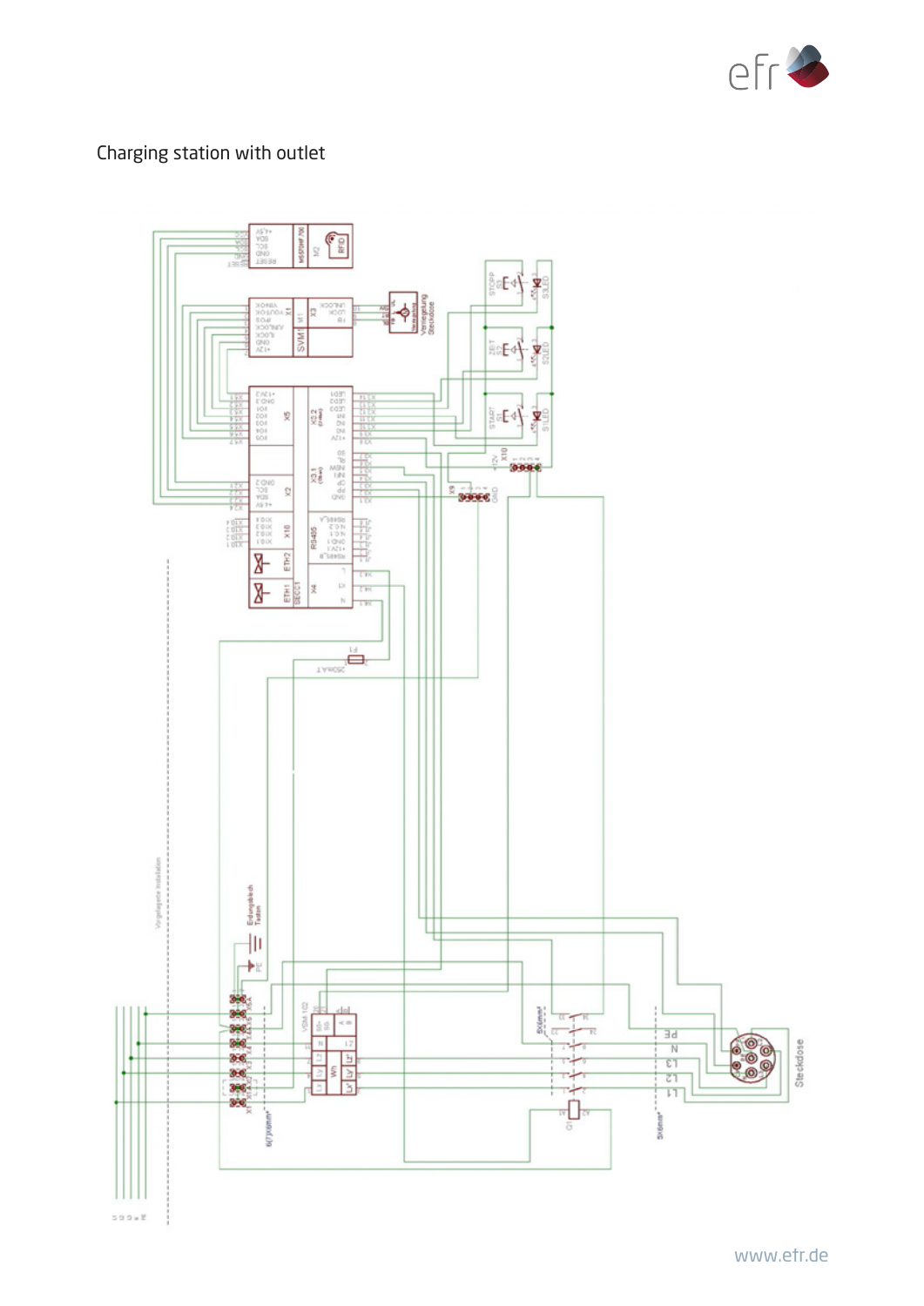## Charging station with outlet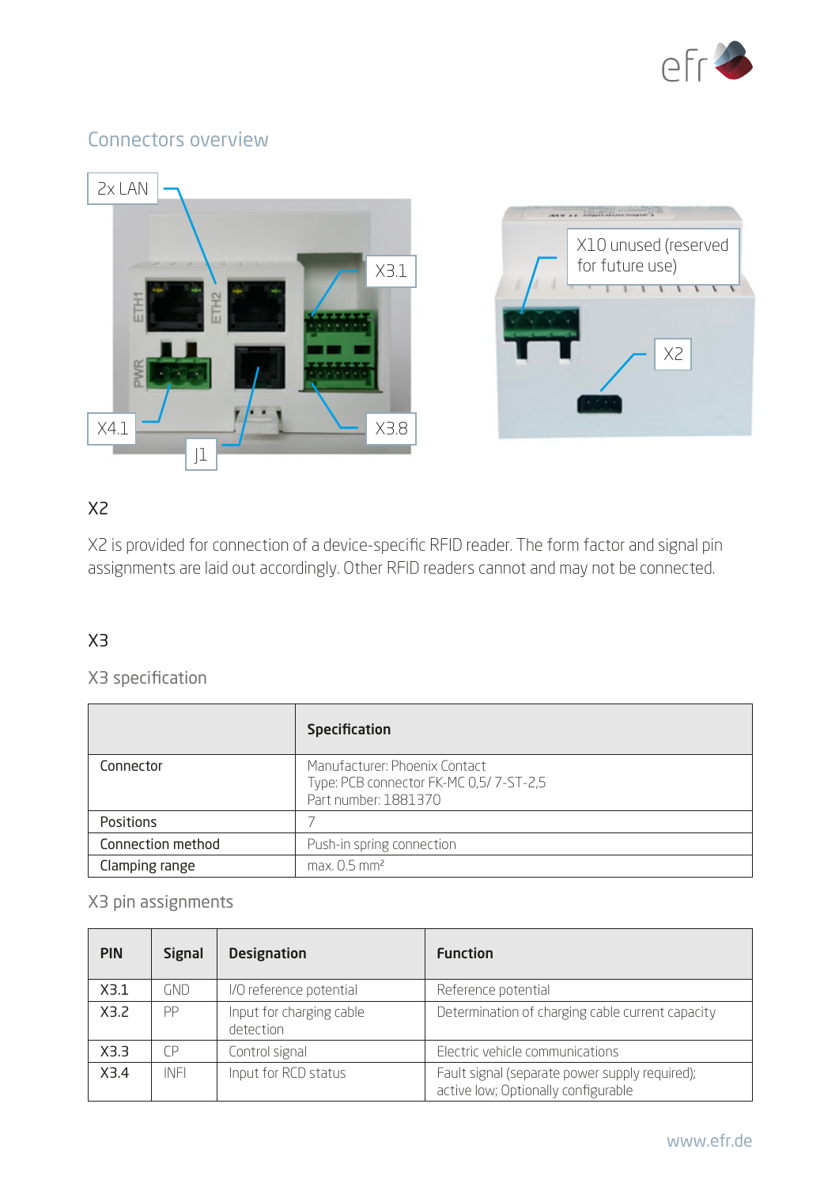## Connectors overview

## X2

X2 is provided for connection of a device-specific RFID reader. The form factor and signal pin assignments are laid out accordingly. Other RFID readers cannot and may not be connected.

## X3

### X3 specification

| | **Specification** |
|---|---|
| Connector | Manufacturer: Phoenix Contact<br>Type: PCB connector FK-MC 0,5/ 7-ST-2,5<br>Part number: 1881370 |
| Positions | 7 |
| Connection method | Push-in spring connection |
| Clamping range | max. 0.5 mm² |

### X3 pin assignments

| **PIN** | **Signal** | **Designation** | **Function** |
|---|---|---|---|
| X3.1 | GND | I/O reference potential | Reference potential |
| X3.2 | PP | Input for charging cable detection | Determination of charging cable current capacity |
| X3.3 | CP | Control signal | Electric vehicle communications |
| X3.4 | INFI | Input for RCD status | Fault signal (separate power supply required); active low; Optionally configurable |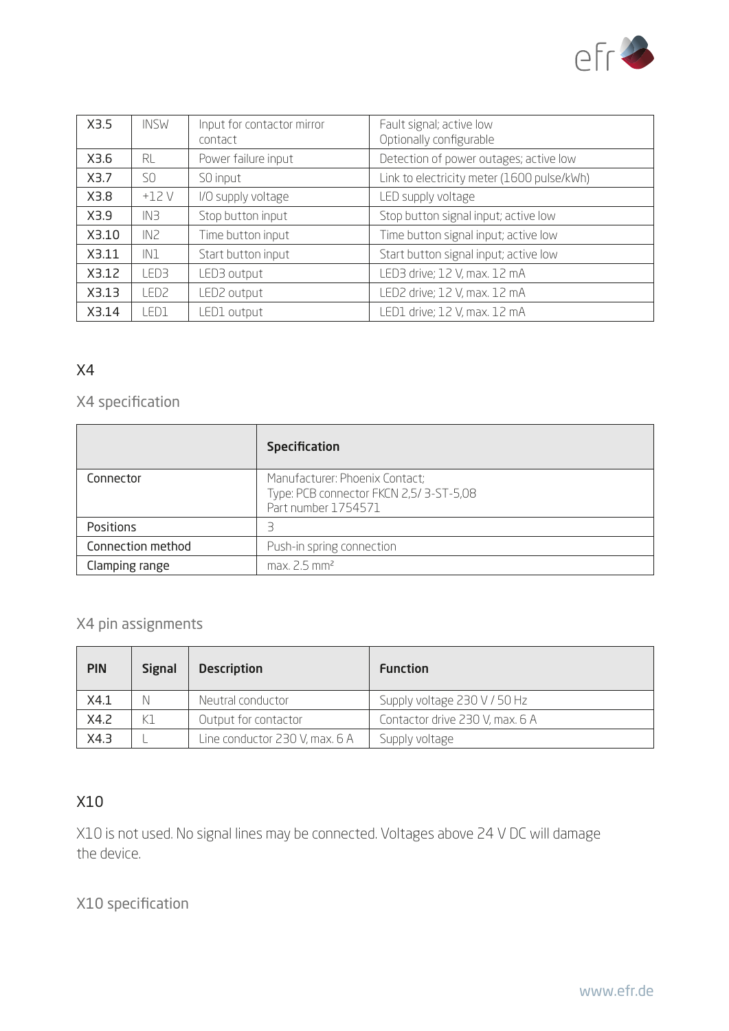| X3.5 | INSW | Input for contactor mirror contact | Fault signal; active low<br>Optionally configurable |
|---|---|---|---|
| X3.6 | RL | Power failure input | Detection of power outages; active low |
| X3.7 | S0 | S0 input | Link to electricity meter (1600 pulse/kWh) |
| X3.8 | +12 V | I/O supply voltage | LED supply voltage |
| X3.9 | IN3 | Stop button input | Stop button signal input; active low |
| X3.10 | IN2 | Time button input | Time button signal input; active low |
| X3.11 | IN1 | Start button input | Start button signal input; active low |
| X3.12 | LED3 | LED3 output | LED3 drive; 12 V, max. 12 mA |
| X3.13 | LED2 | LED2 output | LED2 drive; 12 V, max. 12 mA |
| X3.14 | LED1 | LED1 output | LED1 drive; 12 V, max. 12 mA |

## X4

### X4 specification

| | Specification |
|---|---|
| Connector | Manufacturer: Phoenix Contact;<br>Type: PCB connector FKCN 2,5/ 3-ST-5,08<br>Part number 1754571 |
| Positions | 3 |
| Connection method | Push-in spring connection |
| Clamping range | max. 2.5 mm² |

### X4 pin assignments

| PIN | Signal | Description | Function |
|---|---|---|---|
| X4.1 | N | Neutral conductor | Supply voltage 230 V / 50 Hz |
| X4.2 | K1 | Output for contactor | Contactor drive 230 V, max. 6 A |
| X4.3 | L | Line conductor 230 V, max. 6 A | Supply voltage |

## X10

X10 is not used. No signal lines may be connected. Voltages above 24 V DC will damage the device.

### X10 specification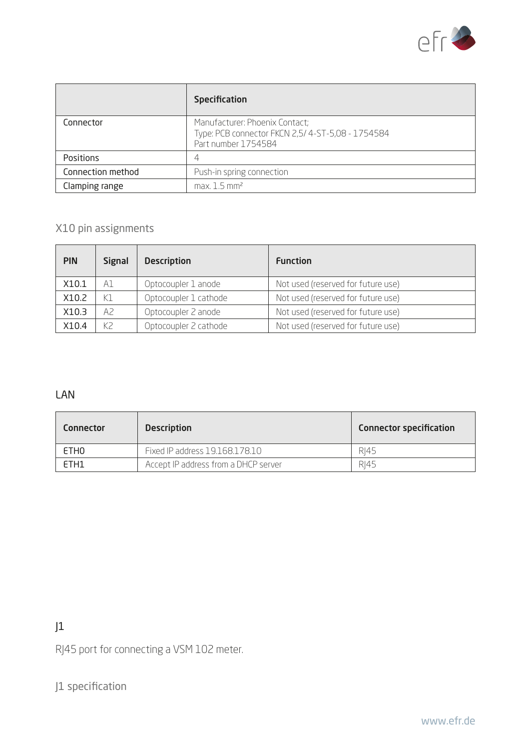|  | Specification |
|---|---|
| Connector | Manufacturer: Phoenix Contact;<br>Type: PCB connector FKCN 2,5/ 4-ST-5,08 - 1754584<br>Part number 1754584 |
| Positions | 4 |
| Connection method | Push-in spring connection |
| Clamping range | max. 1.5 mm² |

### X10 pin assignments

| PIN | Signal | Description | Function |
|---|---|---|---|
| X10.1 | A1 | Optocoupler 1 anode | Not used (reserved for future use) |
| X10.2 | K1 | Optocoupler 1 cathode | Not used (reserved for future use) |
| X10.3 | A2 | Optocoupler 2 anode | Not used (reserved for future use) |
| X10.4 | K2 | Optocoupler 2 cathode | Not used (reserved for future use) |

## LAN

| Connector | Description | Connector specification |
|---|---|---|
| ETH0 | Fixed IP address 19.168.178.10 | RJ45 |
| ETH1 | Accept IP address from a DHCP server | RJ45 |

## J1

RJ45 port for connecting a VSM 102 meter.

### J1 specification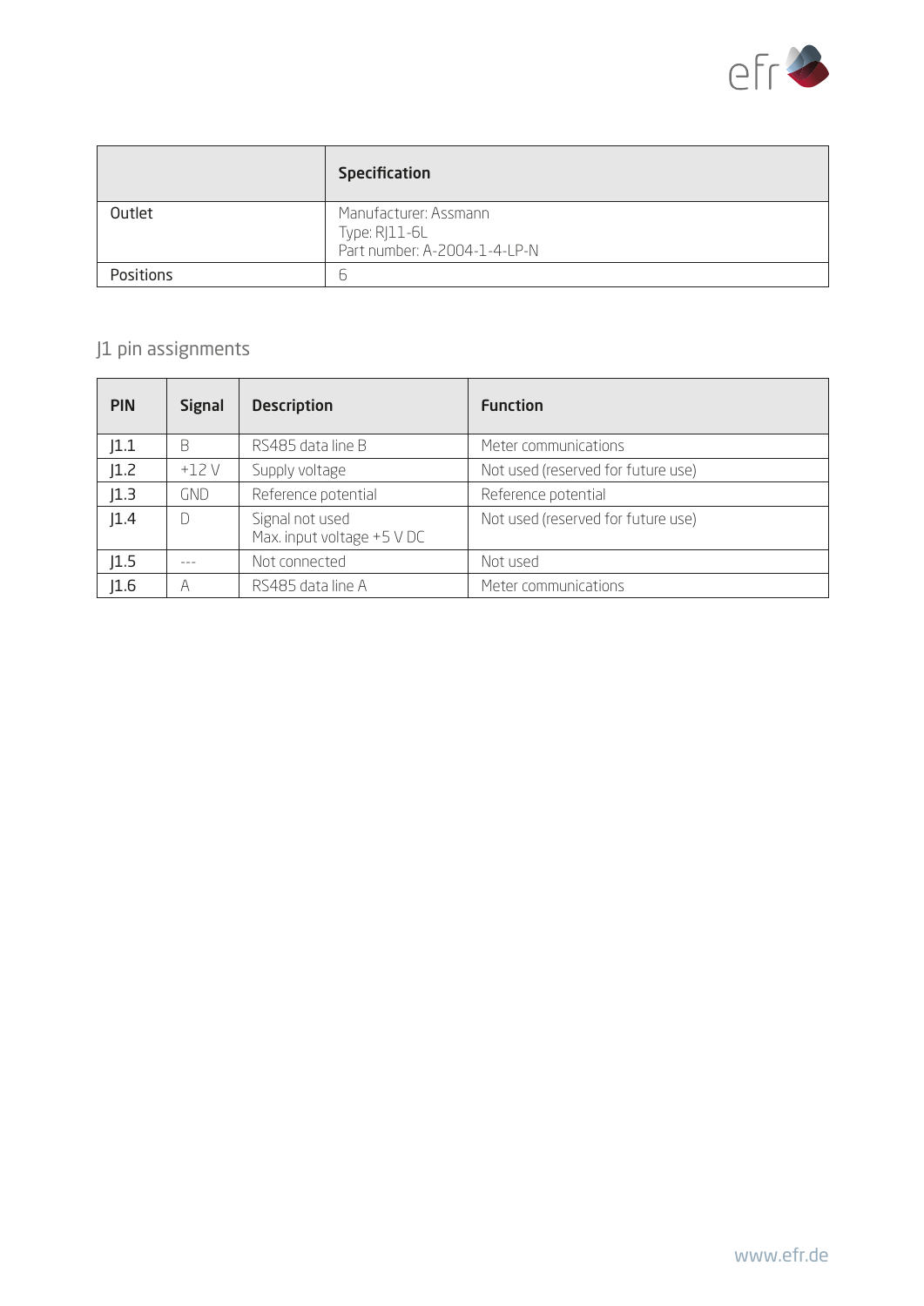| | Specification |
|---|---|
| Outlet | Manufacturer: Assmann<br>Type: RJ11-6L<br>Part number: A-2004-1-4-LP-N |
| Positions | 6 |

## J1 pin assignments

| PIN | Signal | Description | Function |
|---|---|---|---|
| J1.1 | B | RS485 data line B | Meter communications |
| J1.2 | +12 V | Supply voltage | Not used (reserved for future use) |
| J1.3 | GND | Reference potential | Reference potential |
| J1.4 | D | Signal not used<br>Max. input voltage +5 V DC | Not used (reserved for future use) |
| J1.5 | --- | Not connected | Not used |
| J1.6 | A | RS485 data line A | Meter communications |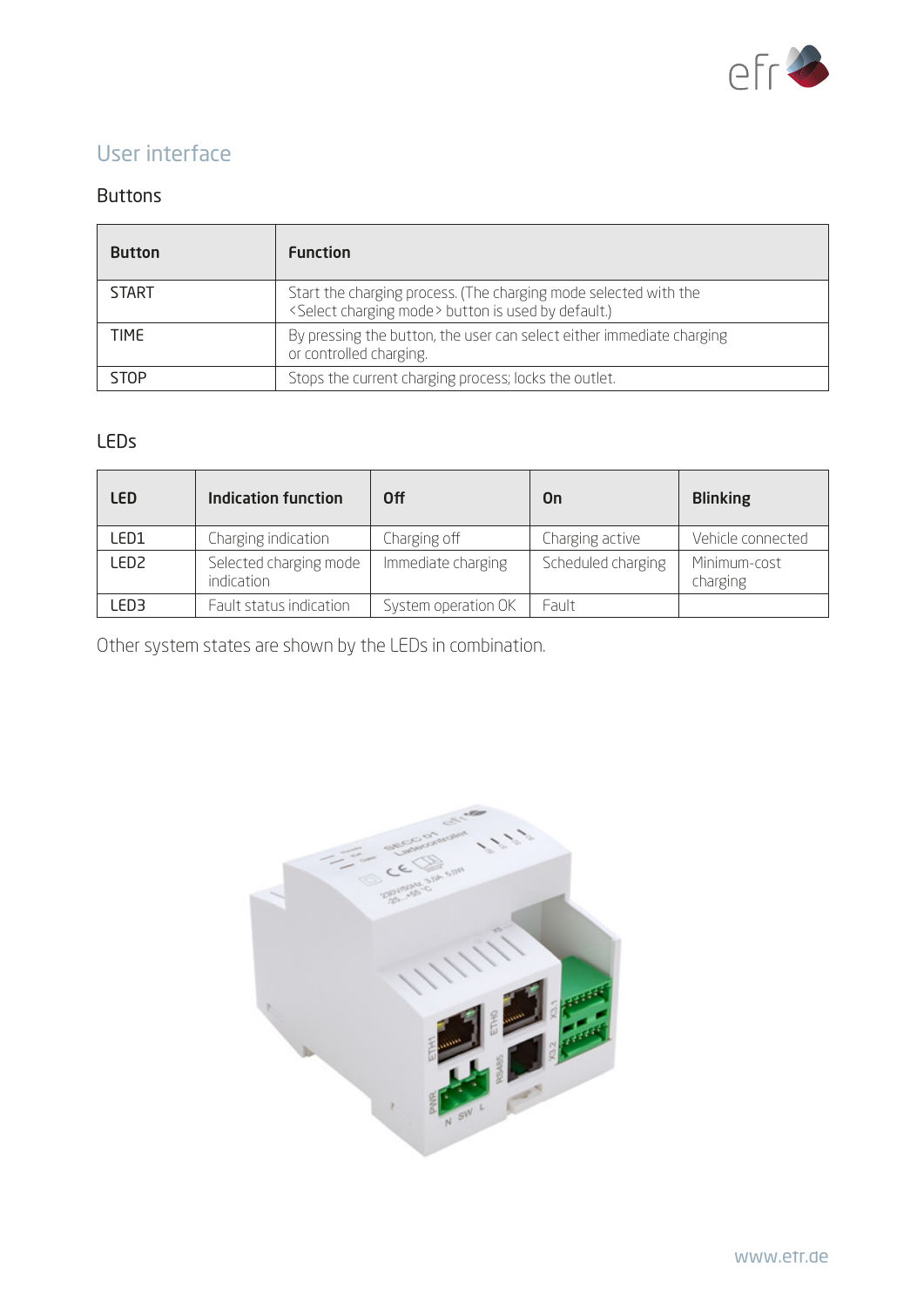## User interface

### Buttons

| Button | Function |
|---|---|
| START | Start the charging process. (The charging mode selected with the <Select charging mode> button is used by default.) |
| TIME | By pressing the button, the user can select either immediate charging or controlled charging. |
| STOP | Stops the current charging process; locks the outlet. |

### LEDs

| LED | Indication function | Off | On | Blinking |
|---|---|---|---|---|
| LED1 | Charging indication | Charging off | Charging active | Vehicle connected |
| LED2 | Selected charging mode indication | Immediate charging | Scheduled charging | Minimum-cost charging |
| LED3 | Fault status indication | System operation OK | Fault | |

Other system states are shown by the LEDs in combination.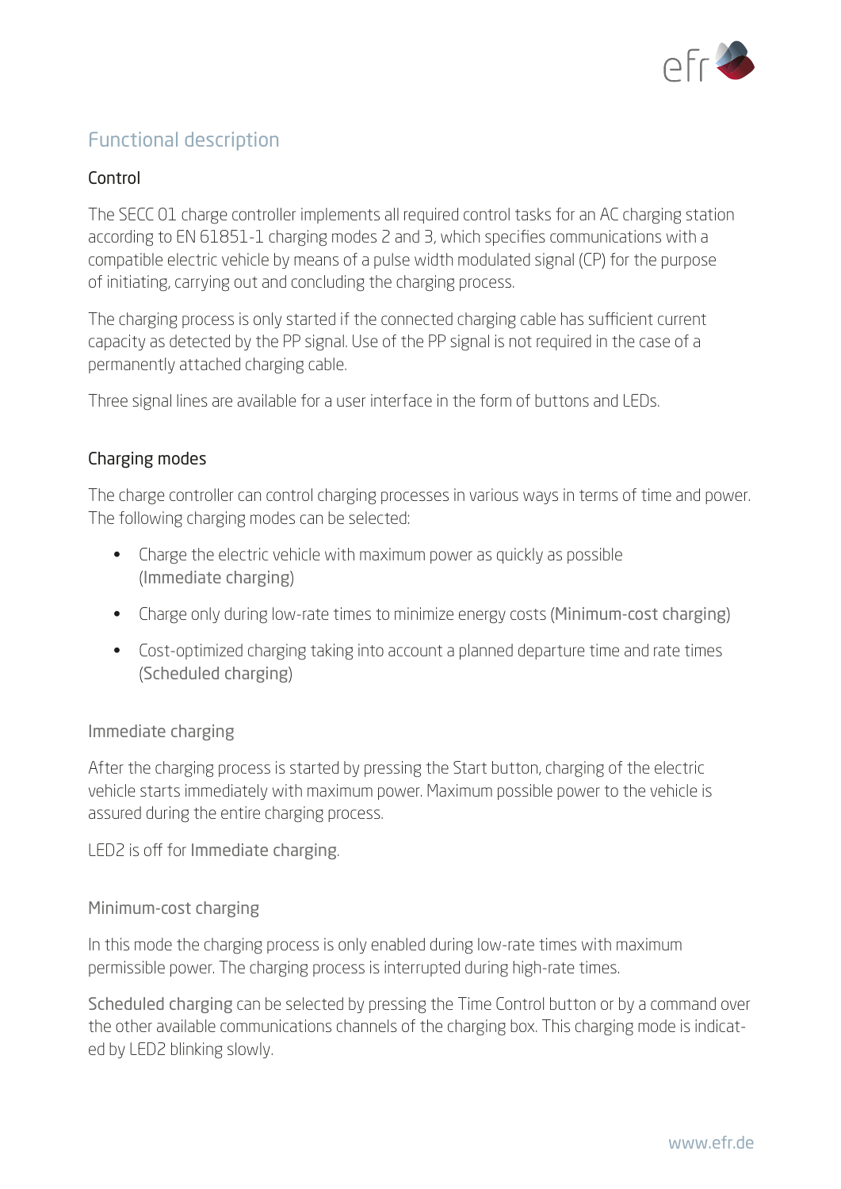## Functional description

### Control

The SECC 01 charge controller implements all required control tasks for an AC charging station according to EN 61851-1 charging modes 2 and 3, which specifies communications with a compatible electric vehicle by means of a pulse width modulated signal (CP) for the purpose of initiating, carrying out and concluding the charging process.

The charging process is only started if the connected charging cable has sufficient current capacity as detected by the PP signal. Use of the PP signal is not required in the case of a permanently attached charging cable.

Three signal lines are available for a user interface in the form of buttons and LEDs.

### Charging modes

The charge controller can control charging processes in various ways in terms of time and power. The following charging modes can be selected:

- Charge the electric vehicle with maximum power as quickly as possible (Immediate charging)
- Charge only during low-rate times to minimize energy costs (Minimum-cost charging)
- Cost-optimized charging taking into account a planned departure time and rate times (Scheduled charging)

#### Immediate charging

After the charging process is started by pressing the Start button, charging of the electric vehicle starts immediately with maximum power. Maximum possible power to the vehicle is assured during the entire charging process.

LED2 is off for Immediate charging.

#### Minimum-cost charging

In this mode the charging process is only enabled during low-rate times with maximum permissible power. The charging process is interrupted during high-rate times.

Scheduled charging can be selected by pressing the Time Control button or by a command over the other available communications channels of the charging box. This charging mode is indicated by LED2 blinking slowly.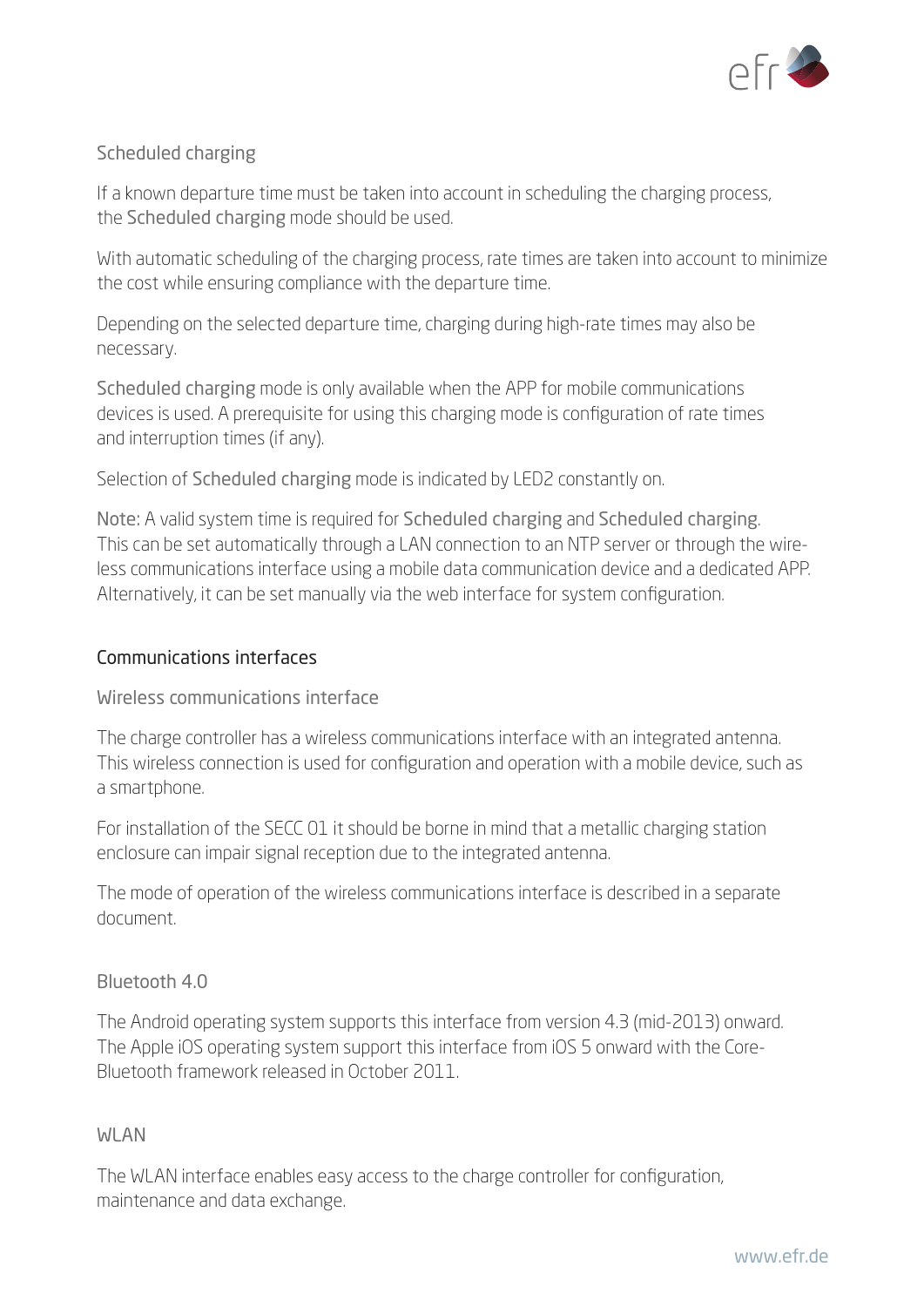### Scheduled charging

If a known departure time must be taken into account in scheduling the charging process, the Scheduled charging mode should be used.

With automatic scheduling of the charging process, rate times are taken into account to minimize the cost while ensuring compliance with the departure time.

Depending on the selected departure time, charging during high-rate times may also be necessary.

Scheduled charging mode is only available when the APP for mobile communications devices is used. A prerequisite for using this charging mode is configuration of rate times and interruption times (if any).

Selection of Scheduled charging mode is indicated by LED2 constantly on.

Note: A valid system time is required for Scheduled charging and Scheduled charging. This can be set automatically through a LAN connection to an NTP server or through the wireless communications interface using a mobile data communication device and a dedicated APP. Alternatively, it can be set manually via the web interface for system configuration.

## Communications interfaces

### Wireless communications interface

The charge controller has a wireless communications interface with an integrated antenna. This wireless connection is used for configuration and operation with a mobile device, such as a smartphone.

For installation of the SECC 01 it should be borne in mind that a metallic charging station enclosure can impair signal reception due to the integrated antenna.

The mode of operation of the wireless communications interface is described in a separate document.

### Bluetooth 4.0

The Android operating system supports this interface from version 4.3 (mid-2013) onward. The Apple iOS operating system support this interface from iOS 5 onward with the Core-Bluetooth framework released in October 2011.

### WLAN

The WLAN interface enables easy access to the charge controller for configuration, maintenance and data exchange.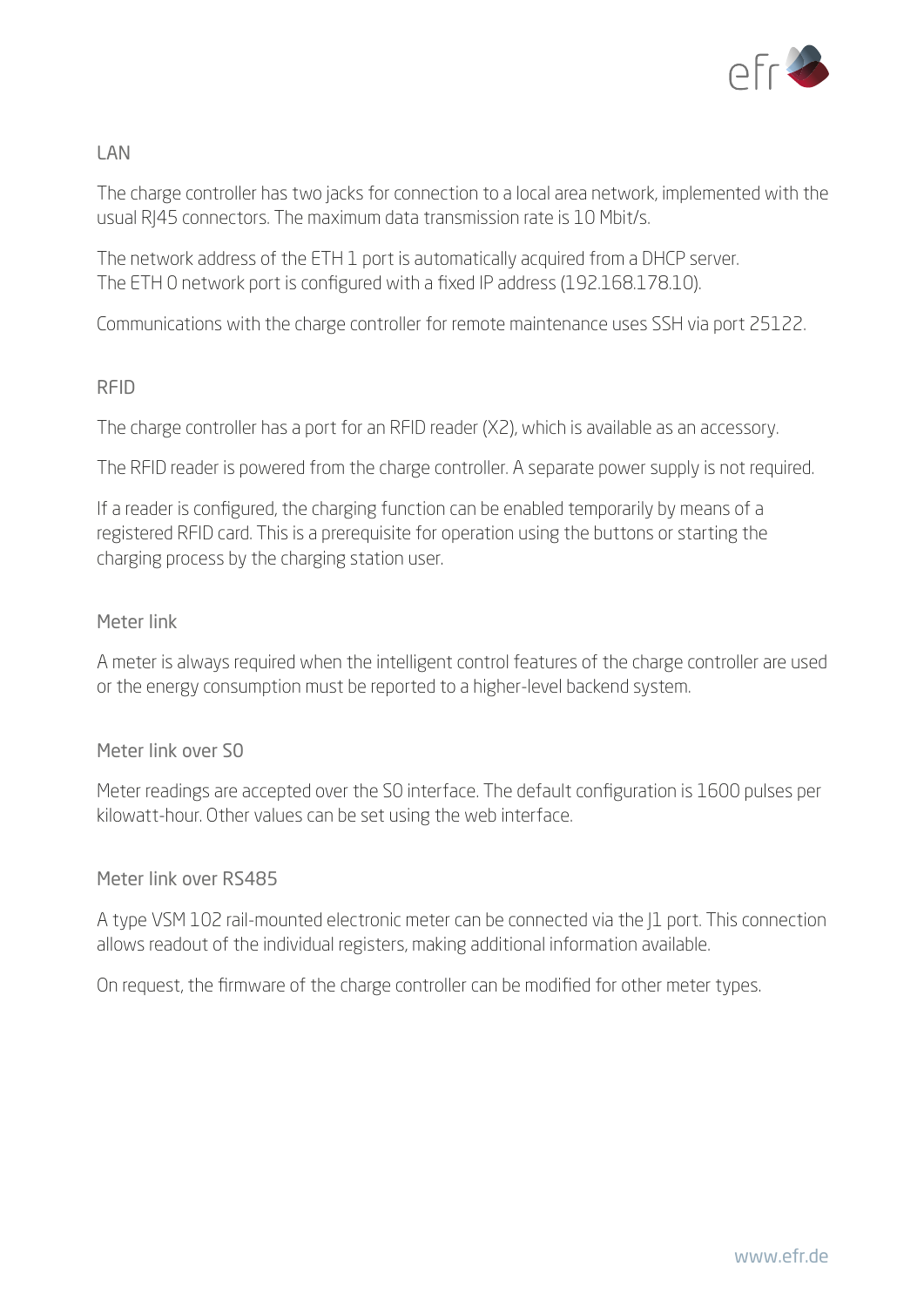## LAN

The charge controller has two jacks for connection to a local area network, implemented with the usual RJ45 connectors. The maximum data transmission rate is 10 Mbit/s.

The network address of the ETH 1 port is automatically acquired from a DHCP server.
The ETH 0 network port is configured with a fixed IP address (192.168.178.10).

Communications with the charge controller for remote maintenance uses SSH via port 25122.

## RFID

The charge controller has a port for an RFID reader (X2), which is available as an accessory.

The RFID reader is powered from the charge controller. A separate power supply is not required.

If a reader is configured, the charging function can be enabled temporarily by means of a registered RFID card. This is a prerequisite for operation using the buttons or starting the charging process by the charging station user.

## Meter link

A meter is always required when the intelligent control features of the charge controller are used or the energy consumption must be reported to a higher-level backend system.

### Meter link over S0

Meter readings are accepted over the S0 interface. The default configuration is 1600 pulses per kilowatt-hour. Other values can be set using the web interface.

### Meter link over RS485

A type VSM 102 rail-mounted electronic meter can be connected via the J1 port. This connection allows readout of the individual registers, making additional information available.

On request, the firmware of the charge controller can be modified for other meter types.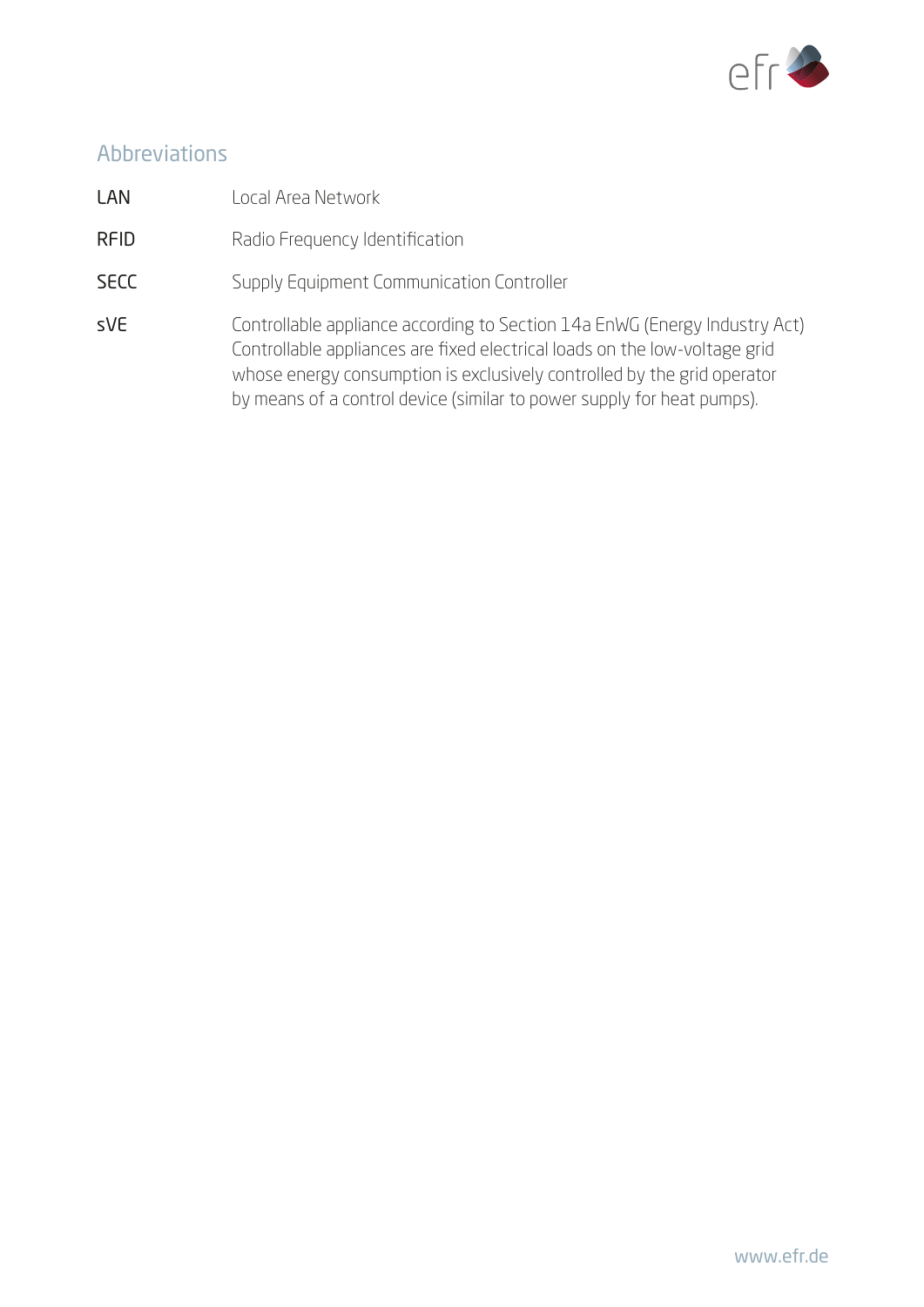## Abbreviations

| | |
|---|---|
| LAN | Local Area Network |
| RFID | Radio Frequency Identification |
| SECC | Supply Equipment Communication Controller |
| sVE | Controllable appliance according to Section 14a EnWG (Energy Industry Act) Controllable appliances are fixed electrical loads on the low-voltage grid whose energy consumption is exclusively controlled by the grid operator by means of a control device (similar to power supply for heat pumps). |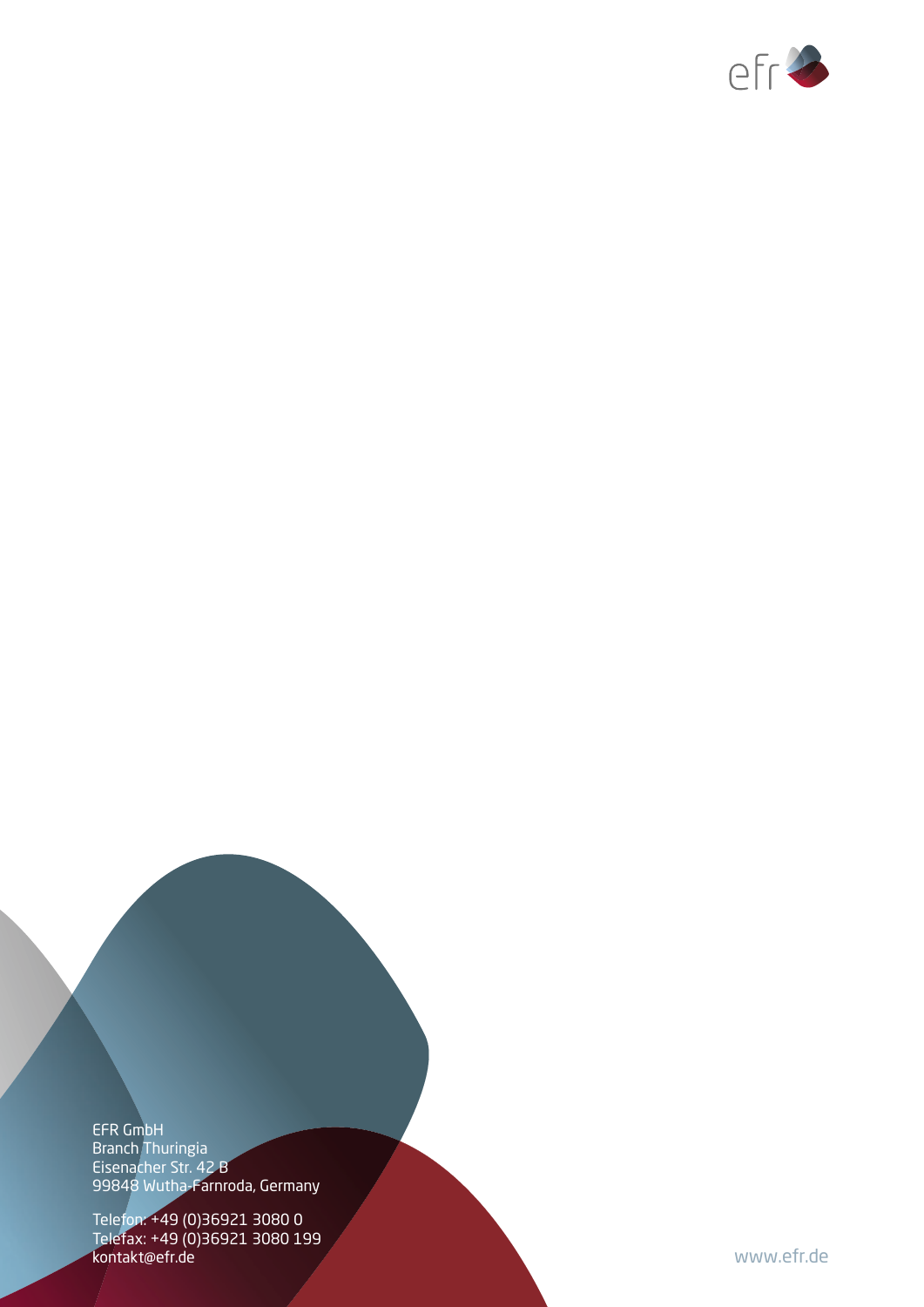EFR GmbH
Branch Thuringia
Eisenacher Str. 42 B
99848 Wutha-Farnroda, Germany

Telefon: +49 (0)36921 3080 0
Telefax: +49 (0)36921 3080 199
kontakt@efr.de

www.efr.de